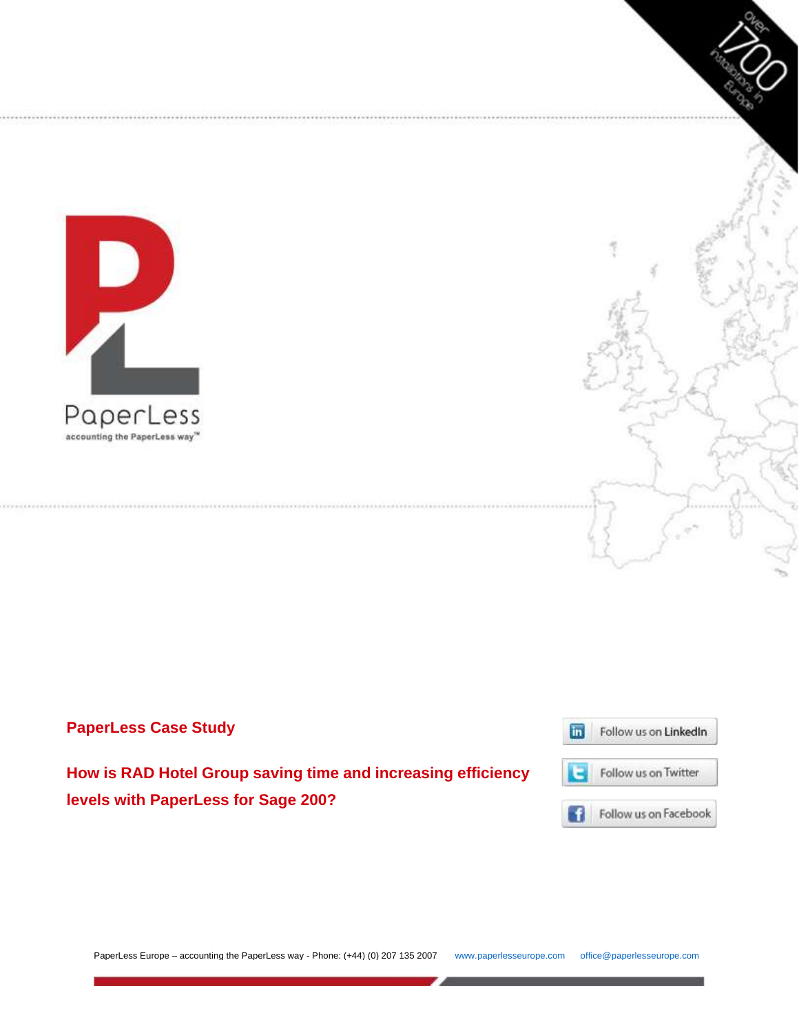PaperLess

accounting the PaperLess way™

over 1700 installations in Europe

## PaperLess Case Study

## How is RAD Hotel Group saving time and increasing efficiency levels with PaperLess for Sage 200?

Follow us on LinkedIn

Follow us on Twitter

Follow us on Facebook

PaperLess Europe – accounting the PaperLess way - Phone: (+44) (0) 207 135 2007 www.paperlesseurope.com office@paperlesseurope.com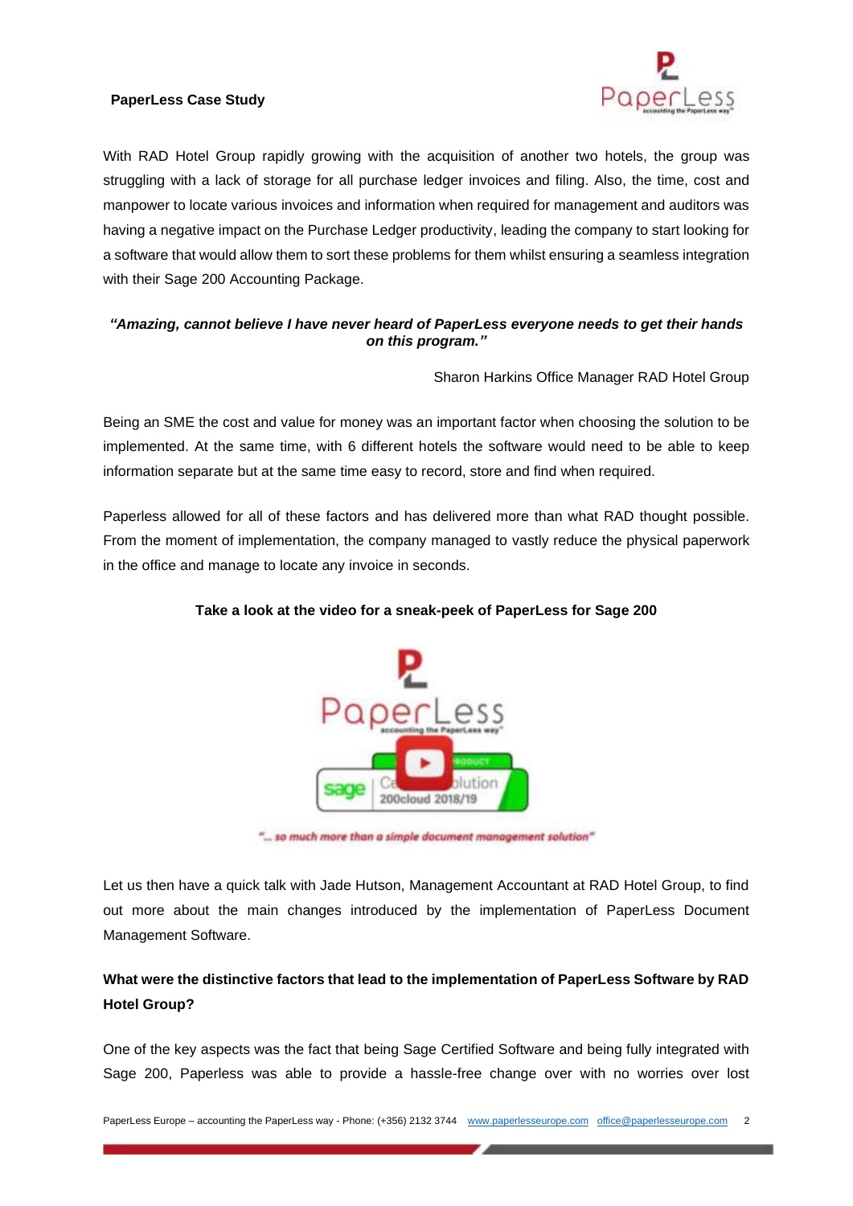With RAD Hotel Group rapidly growing with the acquisition of another two hotels, the group was struggling with a lack of storage for all purchase ledger invoices and filing. Also, the time, cost and manpower to locate various invoices and information when required for management and auditors was having a negative impact on the Purchase Ledger productivity, leading the company to start looking for a software that would allow them to sort these problems for them whilst ensuring a seamless integration with their Sage 200 Accounting Package.

***"Amazing, cannot believe I have never heard of PaperLess everyone needs to get their hands on this program."***

Sharon Harkins Office Manager RAD Hotel Group

Being an SME the cost and value for money was an important factor when choosing the solution to be implemented. At the same time, with 6 different hotels the software would need to be able to keep information separate but at the same time easy to record, store and find when required.

Paperless allowed for all of these factors and has delivered more than what RAD thought possible. From the moment of implementation, the company managed to vastly reduce the physical paperwork in the office and manage to locate any invoice in seconds.

**Take a look at the video for a sneak-peek of PaperLess for Sage 200**

*"... so much more than a simple document management solution"*

Let us then have a quick talk with Jade Hutson, Management Accountant at RAD Hotel Group, to find out more about the main changes introduced by the implementation of PaperLess Document Management Software.

**What were the distinctive factors that lead to the implementation of PaperLess Software by RAD Hotel Group?**

One of the key aspects was the fact that being Sage Certified Software and being fully integrated with Sage 200, Paperless was able to provide a hassle-free change over with no worries over lost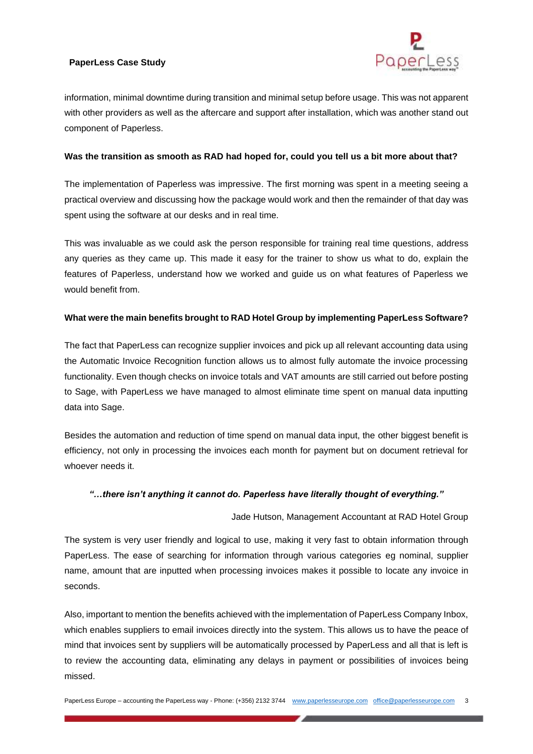information, minimal downtime during transition and minimal setup before usage. This was not apparent with other providers as well as the aftercare and support after installation, which was another stand out component of Paperless.

**Was the transition as smooth as RAD had hoped for, could you tell us a bit more about that?**

The implementation of Paperless was impressive. The first morning was spent in a meeting seeing a practical overview and discussing how the package would work and then the remainder of that day was spent using the software at our desks and in real time.

This was invaluable as we could ask the person responsible for training real time questions, address any queries as they came up. This made it easy for the trainer to show us what to do, explain the features of Paperless, understand how we worked and guide us on what features of Paperless we would benefit from.

**What were the main benefits brought to RAD Hotel Group by implementing PaperLess Software?**

The fact that PaperLess can recognize supplier invoices and pick up all relevant accounting data using the Automatic Invoice Recognition function allows us to almost fully automate the invoice processing functionality. Even though checks on invoice totals and VAT amounts are still carried out before posting to Sage, with PaperLess we have managed to almost eliminate time spent on manual data inputting data into Sage.

Besides the automation and reduction of time spend on manual data input, the other biggest benefit is efficiency, not only in processing the invoices each month for payment but on document retrieval for whoever needs it.

***"…there isn't anything it cannot do. Paperless have literally thought of everything."***

Jade Hutson, Management Accountant at RAD Hotel Group

The system is very user friendly and logical to use, making it very fast to obtain information through PaperLess. The ease of searching for information through various categories eg nominal, supplier name, amount that are inputted when processing invoices makes it possible to locate any invoice in seconds.

Also, important to mention the benefits achieved with the implementation of PaperLess Company Inbox, which enables suppliers to email invoices directly into the system. This allows us to have the peace of mind that invoices sent by suppliers will be automatically processed by PaperLess and all that is left is to review the accounting data, eliminating any delays in payment or possibilities of invoices being missed.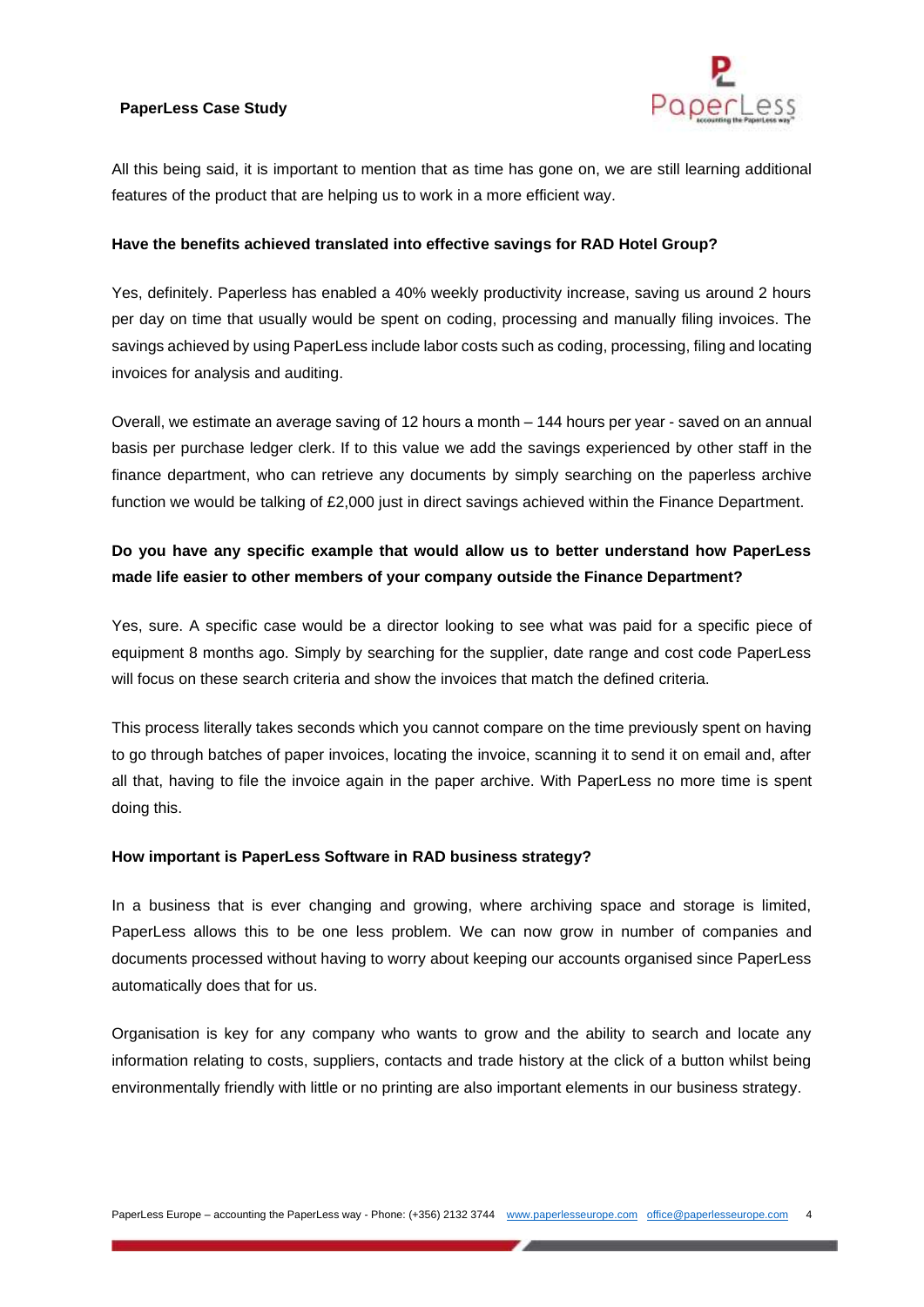All this being said, it is important to mention that as time has gone on, we are still learning additional features of the product that are helping us to work in a more efficient way.

**Have the benefits achieved translated into effective savings for RAD Hotel Group?**

Yes, definitely. Paperless has enabled a 40% weekly productivity increase, saving us around 2 hours per day on time that usually would be spent on coding, processing and manually filing invoices. The savings achieved by using PaperLess include labor costs such as coding, processing, filing and locating invoices for analysis and auditing.

Overall, we estimate an average saving of 12 hours a month – 144 hours per year - saved on an annual basis per purchase ledger clerk. If to this value we add the savings experienced by other staff in the finance department, who can retrieve any documents by simply searching on the paperless archive function we would be talking of £2,000 just in direct savings achieved within the Finance Department.

**Do you have any specific example that would allow us to better understand how PaperLess made life easier to other members of your company outside the Finance Department?**

Yes, sure. A specific case would be a director looking to see what was paid for a specific piece of equipment 8 months ago. Simply by searching for the supplier, date range and cost code PaperLess will focus on these search criteria and show the invoices that match the defined criteria.

This process literally takes seconds which you cannot compare on the time previously spent on having to go through batches of paper invoices, locating the invoice, scanning it to send it on email and, after all that, having to file the invoice again in the paper archive. With PaperLess no more time is spent doing this.

**How important is PaperLess Software in RAD business strategy?**

In a business that is ever changing and growing, where archiving space and storage is limited, PaperLess allows this to be one less problem. We can now grow in number of companies and documents processed without having to worry about keeping our accounts organised since PaperLess automatically does that for us.

Organisation is key for any company who wants to grow and the ability to search and locate any information relating to costs, suppliers, contacts and trade history at the click of a button whilst being environmentally friendly with little or no printing are also important elements in our business strategy.